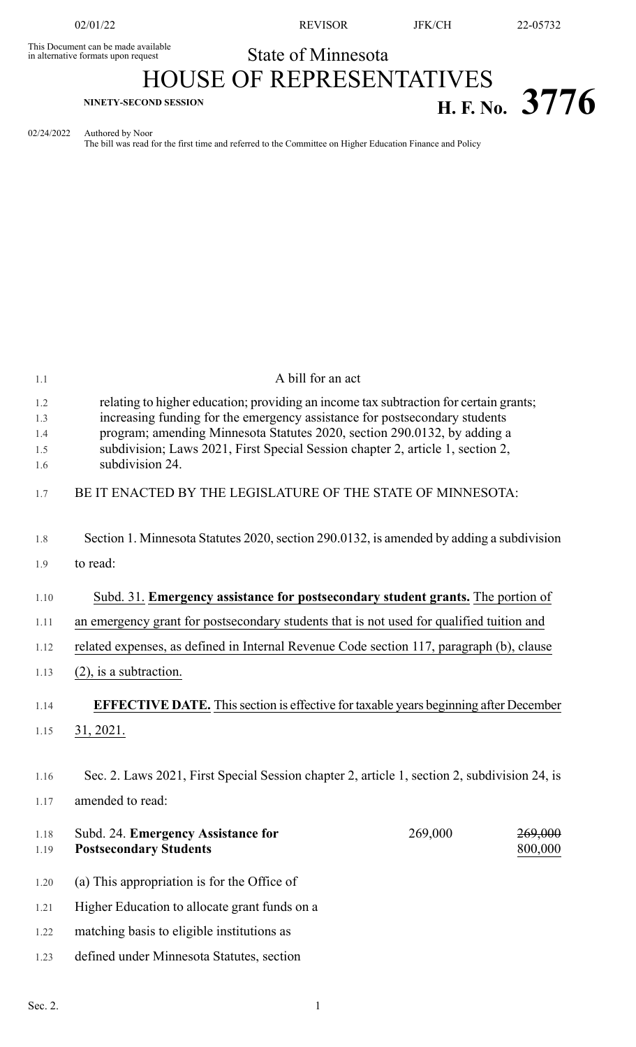This Document can be made available in alternative formats upon request

State of Minnesota

# HOUSE OF REPRESENTATIVES

NINETY-SECOND SESSION

**H. F. No. 3776**

02/24/2022 Authored by Noor
The bill was read for the first time and referred to the Committee on Higher Education Finance and Policy

A bill for an act

relating to higher education; providing an income tax subtraction for certain grants; increasing funding for the emergency assistance for postsecondary students program; amending Minnesota Statutes 2020, section 290.0132, by adding a subdivision; Laws 2021, First Special Session chapter 2, article 1, section 2, subdivision 24.

BE IT ENACTED BY THE LEGISLATURE OF THE STATE OF MINNESOTA:

Section 1. Minnesota Statutes 2020, section 290.0132, is amended by adding a subdivision to read:

Subd. 31. **Emergency assistance for postsecondary student grants.** The portion of an emergency grant for postsecondary students that is not used for qualified tuition and related expenses, as defined in Internal Revenue Code section 117, paragraph (b), clause (2), is a subtraction.

**EFFECTIVE DATE.** This section is effective for taxable years beginning after December 31, 2021.

Sec. 2. Laws 2021, First Special Session chapter 2, article 1, section 2, subdivision 24, is amended to read:

| Subd. 24. **Emergency Assistance for Postsecondary Students** | 269,000 | ~~269,000~~ 800,000 |
|---|---|---|

(a) This appropriation is for the Office of Higher Education to allocate grant funds on a matching basis to eligible institutions as defined under Minnesota Statutes, section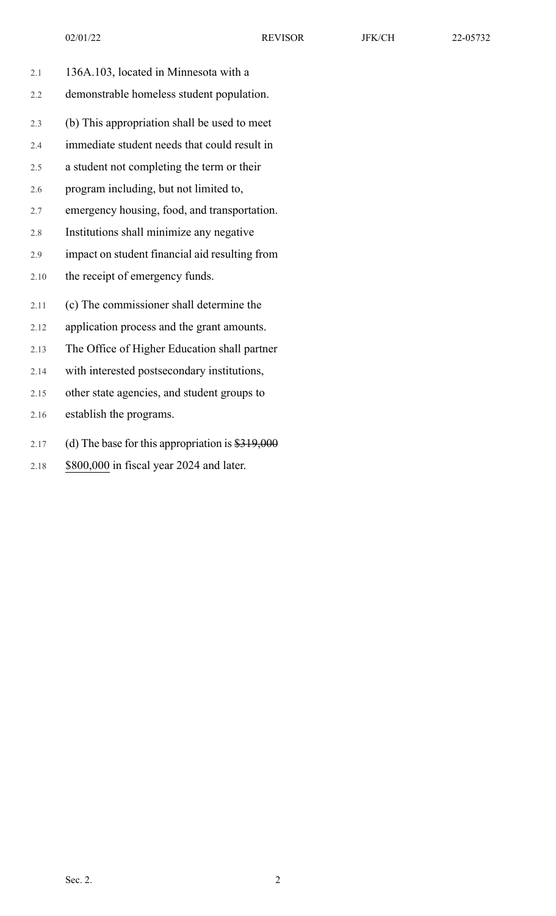136A.103, located in Minnesota with a demonstrable homeless student population.

(b) This appropriation shall be used to meet immediate student needs that could result in a student not completing the term or their program including, but not limited to, emergency housing, food, and transportation. Institutions shall minimize any negative impact on student financial aid resulting from the receipt of emergency funds.

(c) The commissioner shall determine the application process and the grant amounts. The Office of Higher Education shall partner with interested postsecondary institutions, other state agencies, and student groups to establish the programs.

(d) The base for this appropriation is ~~$319,000~~ <u>$800,000</u> in fiscal year 2024 and later.